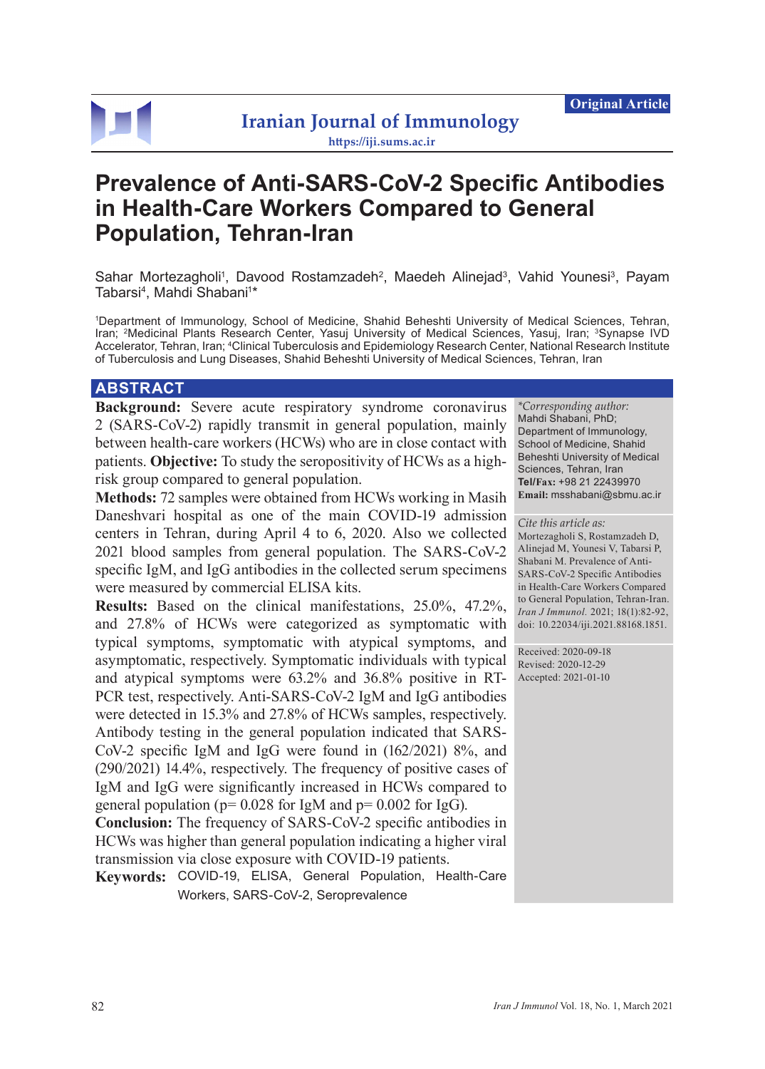Original Article

# Iranian Journal of Immunology

https://iji.sums.ac.ir

# Prevalence of Anti-SARS-CoV-2 Specific Antibodies in Health-Care Workers Compared to General Population, Tehran-Iran

Sahar Mortezagholi[1], Davood Rostamzadeh[2], Maedeh Alinejad[3], Vahid Younesi[3], Payam Tabarsi[4], Mahdi Shabani[1]*

[1]Department of Immunology, School of Medicine, Shahid Beheshti University of Medical Sciences, Tehran, Iran; [2]Medicinal Plants Research Center, Yasuj University of Medical Sciences, Yasuj, Iran; [3]Synapse IVD Accelerator, Tehran, Iran; [4]Clinical Tuberculosis and Epidemiology Research Center, National Research Institute of Tuberculosis and Lung Diseases, Shahid Beheshti University of Medical Sciences, Tehran, Iran

## ABSTRACT

**Background:** Severe acute respiratory syndrome coronavirus 2 (SARS-CoV-2) rapidly transmit in general population, mainly between health-care workers (HCWs) who are in close contact with patients. **Objective:** To study the seropositivity of HCWs as a high-risk group compared to general population.

**Methods:** 72 samples were obtained from HCWs working in Masih Daneshvari hospital as one of the main COVID-19 admission centers in Tehran, during April 4 to 6, 2020. Also we collected 2021 blood samples from general population. The SARS-CoV-2 specific IgM, and IgG antibodies in the collected serum specimens were measured by commercial ELISA kits.

**Results:** Based on the clinical manifestations, 25.0%, 47.2%, and 27.8% of HCWs were categorized as symptomatic with typical symptoms, symptomatic with atypical symptoms, and asymptomatic, respectively. Symptomatic individuals with typical and atypical symptoms were 63.2% and 36.8% positive in RT-PCR test, respectively. Anti-SARS-CoV-2 IgM and IgG antibodies were detected in 15.3% and 27.8% of HCWs samples, respectively. Antibody testing in the general population indicated that SARS-CoV-2 specific IgM and IgG were found in (162/2021) 8%, and (290/2021) 14.4%, respectively. The frequency of positive cases of IgM and IgG were significantly increased in HCWs compared to general population ($p= 0.028$ for IgM and $p= 0.002$ for IgG).

**Conclusion:** The frequency of SARS-CoV-2 specific antibodies in HCWs was higher than general population indicating a higher viral transmission via close exposure with COVID-19 patients.

**Keywords:** COVID-19, ELISA, General Population, Health-Care Workers, SARS-CoV-2, Seroprevalence

*Corresponding author:*
Mahdi Shabani, PhD;
Department of Immunology, School of Medicine, Shahid Beheshti University of Medical Sciences, Tehran, Iran
**Tel/Fax:** +98 21 22439970
**Email:** msshabani@sbmu.ac.ir

*Cite this article as:*
Mortezagholi S, Rostamzadeh D, Alinejad M, Younesi V, Tabarsi P, Shabani M. Prevalence of Anti-SARS-CoV-2 Specific Antibodies in Health-Care Workers Compared to General Population, Tehran-Iran. *Iran J Immunol.* 2021; 18(1):82-92, doi: 10.22034/iji.2021.88168.1851.

Received: 2020-09-18
Revised: 2020-12-29
Accepted: 2021-01-10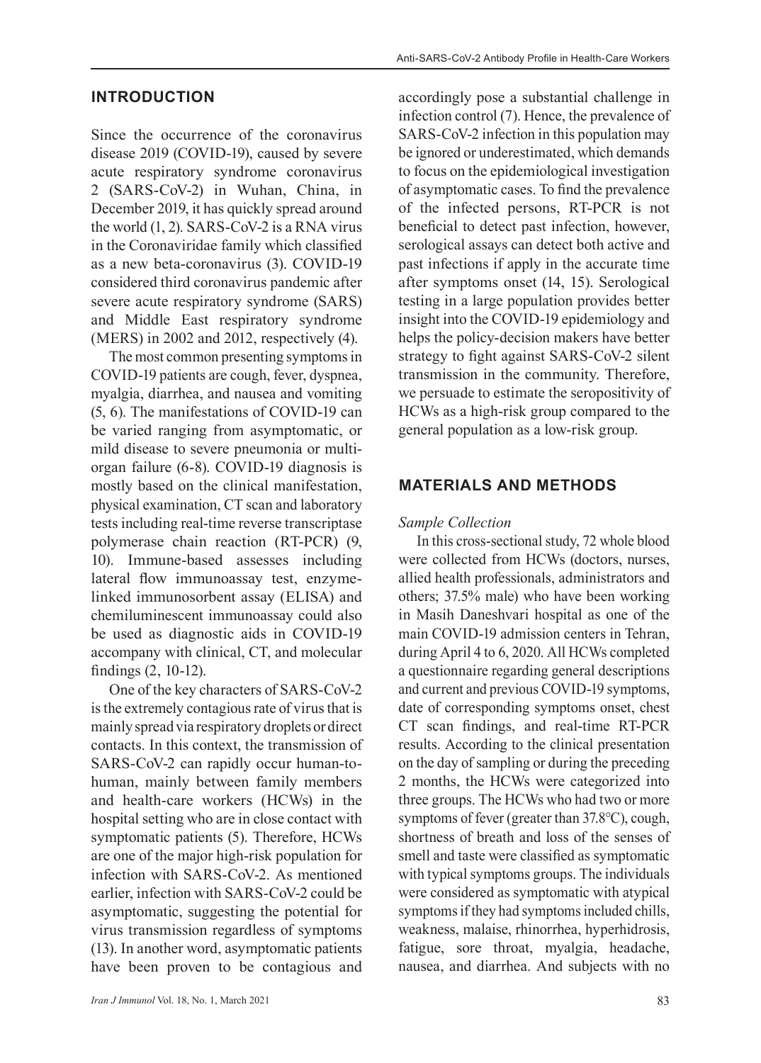## INTRODUCTION

Since the occurrence of the coronavirus disease 2019 (COVID-19), caused by severe acute respiratory syndrome coronavirus 2 (SARS-CoV-2) in Wuhan, China, in December 2019, it has quickly spread around the world (1, 2). SARS-CoV-2 is a RNA virus in the Coronaviridae family which classified as a new beta-coronavirus (3). COVID-19 considered third coronavirus pandemic after severe acute respiratory syndrome (SARS) and Middle East respiratory syndrome (MERS) in 2002 and 2012, respectively (4).

The most common presenting symptoms in COVID-19 patients are cough, fever, dyspnea, myalgia, diarrhea, and nausea and vomiting (5, 6). The manifestations of COVID-19 can be varied ranging from asymptomatic, or mild disease to severe pneumonia or multi-organ failure (6-8). COVID-19 diagnosis is mostly based on the clinical manifestation, physical examination, CT scan and laboratory tests including real-time reverse transcriptase polymerase chain reaction (RT-PCR) (9, 10). Immune-based assesses including lateral flow immunoassay test, enzyme-linked immunosorbent assay (ELISA) and chemiluminescent immunoassay could also be used as diagnostic aids in COVID-19 accompany with clinical, CT, and molecular findings (2, 10-12).

One of the key characters of SARS-CoV-2 is the extremely contagious rate of virus that is mainly spread via respiratory droplets or direct contacts. In this context, the transmission of SARS-CoV-2 can rapidly occur human-to-human, mainly between family members and health-care workers (HCWs) in the hospital setting who are in close contact with symptomatic patients (5). Therefore, HCWs are one of the major high-risk population for infection with SARS-CoV-2. As mentioned earlier, infection with SARS-CoV-2 could be asymptomatic, suggesting the potential for virus transmission regardless of symptoms (13). In another word, asymptomatic patients have been proven to be contagious and accordingly pose a substantial challenge in infection control (7). Hence, the prevalence of SARS-CoV-2 infection in this population may be ignored or underestimated, which demands to focus on the epidemiological investigation of asymptomatic cases. To find the prevalence of the infected persons, RT-PCR is not beneficial to detect past infection, however, serological assays can detect both active and past infections if apply in the accurate time after symptoms onset (14, 15). Serological testing in a large population provides better insight into the COVID-19 epidemiology and helps the policy-decision makers have better strategy to fight against SARS-CoV-2 silent transmission in the community. Therefore, we persuade to estimate the seropositivity of HCWs as a high-risk group compared to the general population as a low-risk group.

## MATERIALS AND METHODS

### *Sample Collection*

In this cross-sectional study, 72 whole blood were collected from HCWs (doctors, nurses, allied health professionals, administrators and others; 37.5% male) who have been working in Masih Daneshvari hospital as one of the main COVID-19 admission centers in Tehran, during April 4 to 6, 2020. All HCWs completed a questionnaire regarding general descriptions and current and previous COVID-19 symptoms, date of corresponding symptoms onset, chest CT scan findings, and real-time RT-PCR results. According to the clinical presentation on the day of sampling or during the preceding 2 months, the HCWs were categorized into three groups. The HCWs who had two or more symptoms of fever (greater than 37.8°C), cough, shortness of breath and loss of the senses of smell and taste were classified as symptomatic with typical symptoms groups. The individuals were considered as symptomatic with atypical symptoms if they had symptoms included chills, weakness, malaise, rhinorrhea, hyperhidrosis, fatigue, sore throat, myalgia, headache, nausea, and diarrhea. And subjects with no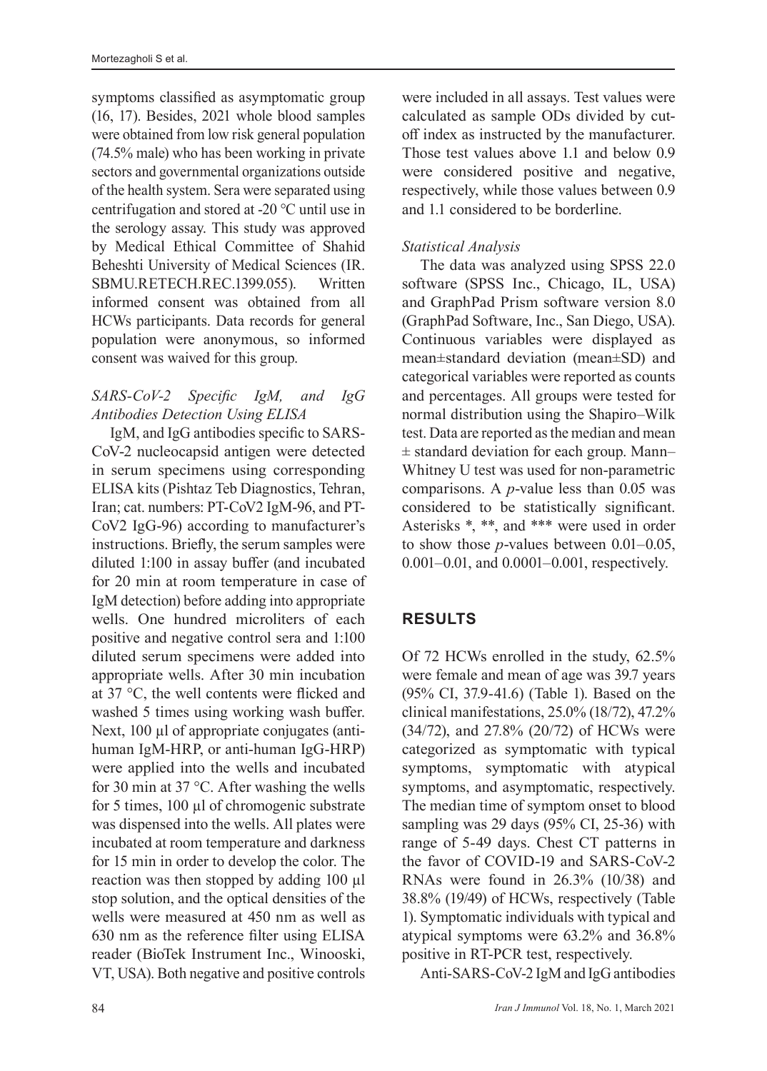symptoms classified as asymptomatic group (16, 17). Besides, 2021 whole blood samples were obtained from low risk general population (74.5% male) who has been working in private sectors and governmental organizations outside of the health system. Sera were separated using centrifugation and stored at -20 °C until use in the serology assay. This study was approved by Medical Ethical Committee of Shahid Beheshti University of Medical Sciences (IR. SBMU.RETECH.REC.1399.055). Written informed consent was obtained from all HCWs participants. Data records for general population were anonymous, so informed consent was waived for this group.

### *SARS-CoV-2 Specific IgM, and IgG Antibodies Detection Using ELISA*

IgM, and IgG antibodies specific to SARS-CoV-2 nucleocapsid antigen were detected in serum specimens using corresponding ELISA kits (Pishtaz Teb Diagnostics, Tehran, Iran; cat. numbers: PT-CoV2 IgM-96, and PT-CoV2 IgG-96) according to manufacturer's instructions. Briefly, the serum samples were diluted 1:100 in assay buffer (and incubated for 20 min at room temperature in case of IgM detection) before adding into appropriate wells. One hundred microliters of each positive and negative control sera and 1:100 diluted serum specimens were added into appropriate wells. After 30 min incubation at 37 °C, the well contents were flicked and washed 5 times using working wash buffer. Next, 100 µl of appropriate conjugates (anti-human IgM-HRP, or anti-human IgG-HRP) were applied into the wells and incubated for 30 min at 37 °C. After washing the wells for 5 times, 100 µl of chromogenic substrate was dispensed into the wells. All plates were incubated at room temperature and darkness for 15 min in order to develop the color. The reaction was then stopped by adding 100 µl stop solution, and the optical densities of the wells were measured at 450 nm as well as 630 nm as the reference filter using ELISA reader (BioTek Instrument Inc., Winooski, VT, USA). Both negative and positive controls were included in all assays. Test values were calculated as sample ODs divided by cut-off index as instructed by the manufacturer. Those test values above 1.1 and below 0.9 were considered positive and negative, respectively, while those values between 0.9 and 1.1 considered to be borderline.

### *Statistical Analysis*

The data was analyzed using SPSS 22.0 software (SPSS Inc., Chicago, IL, USA) and GraphPad Prism software version 8.0 (GraphPad Software, Inc., San Diego, USA). Continuous variables were displayed as mean±standard deviation (mean±SD) and categorical variables were reported as counts and percentages. All groups were tested for normal distribution using the Shapiro–Wilk test. Data are reported as the median and mean ± standard deviation for each group. Mann–Whitney U test was used for non-parametric comparisons. A *p*-value less than 0.05 was considered to be statistically significant. Asterisks *, **, and *** were used in order to show those *p*-values between 0.01–0.05, 0.001–0.01, and 0.0001–0.001, respectively.

## RESULTS

Of 72 HCWs enrolled in the study, 62.5% were female and mean of age was 39.7 years (95% CI, 37.9-41.6) (Table 1). Based on the clinical manifestations, 25.0% (18/72), 47.2% (34/72), and 27.8% (20/72) of HCWs were categorized as symptomatic with typical symptoms, symptomatic with atypical symptoms, and asymptomatic, respectively. The median time of symptom onset to blood sampling was 29 days (95% CI, 25-36) with range of 5-49 days. Chest CT patterns in the favor of COVID-19 and SARS-CoV-2 RNAs were found in 26.3% (10/38) and 38.8% (19/49) of HCWs, respectively (Table 1). Symptomatic individuals with typical and atypical symptoms were 63.2% and 36.8% positive in RT-PCR test, respectively.

Anti-SARS-CoV-2 IgM and IgG antibodies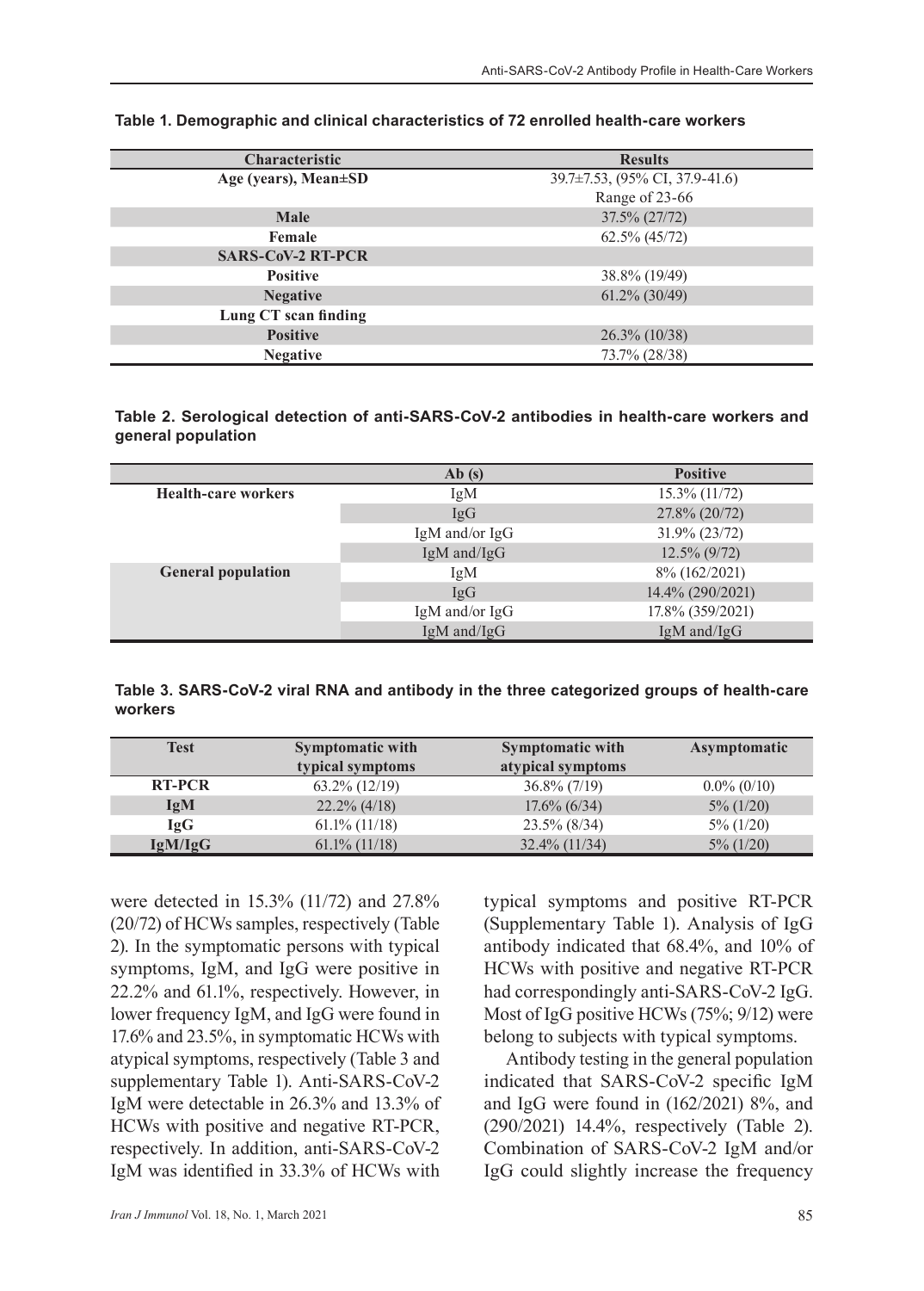**Table 1. Demographic and clinical characteristics of 72 enrolled health-care workers**

| Characteristic | Results |
|---|---|
| Age (years), Mean±SD | 39.7±7.53, (95% CI, 37.9-41.6) Range of 23-66 |
| Male | 37.5% (27/72) |
| Female | 62.5% (45/72) |
| SARS-CoV-2 RT-PCR | |
| Positive | 38.8% (19/49) |
| Negative | 61.2% (30/49) |
| Lung CT scan finding | |
| Positive | 26.3% (10/38) |
| Negative | 73.7% (28/38) |

**Table 2. Serological detection of anti-SARS-CoV-2 antibodies in health-care workers and general population**

| | Ab (s) | Positive |
|---|---|---|
| Health-care workers | IgM | 15.3% (11/72) |
| | IgG | 27.8% (20/72) |
| | IgM and/or IgG | 31.9% (23/72) |
| | IgM and/IgG | 12.5% (9/72) |
| General population | IgM | 8% (162/2021) |
| | IgG | 14.4% (290/2021) |
| | IgM and/or IgG | 17.8% (359/2021) |
| | IgM and/IgG | IgM and/IgG |

**Table 3. SARS-CoV-2 viral RNA and antibody in the three categorized groups of health-care workers**

| Test | Symptomatic with typical symptoms | Symptomatic with atypical symptoms | Asymptomatic |
|---|---|---|---|
| RT-PCR | 63.2% (12/19) | 36.8% (7/19) | 0.0% (0/10) |
| IgM | 22.2% (4/18) | 17.6% (6/34) | 5% (1/20) |
| IgG | 61.1% (11/18) | 23.5% (8/34) | 5% (1/20) |
| IgM/IgG | 61.1% (11/18) | 32.4% (11/34) | 5% (1/20) |

were detected in 15.3% (11/72) and 27.8% (20/72) of HCWs samples, respectively (Table 2). In the symptomatic persons with typical symptoms, IgM, and IgG were positive in 22.2% and 61.1%, respectively. However, in lower frequency IgM, and IgG were found in 17.6% and 23.5%, in symptomatic HCWs with atypical symptoms, respectively (Table 3 and supplementary Table 1). Anti-SARS-CoV-2 IgM were detectable in 26.3% and 13.3% of HCWs with positive and negative RT-PCR, respectively. In addition, anti-SARS-CoV-2 IgM was identified in 33.3% of HCWs with typical symptoms and positive RT-PCR (Supplementary Table 1). Analysis of IgG antibody indicated that 68.4%, and 10% of HCWs with positive and negative RT-PCR had correspondingly anti-SARS-CoV-2 IgG. Most of IgG positive HCWs (75%; 9/12) were belong to subjects with typical symptoms.

Antibody testing in the general population indicated that SARS-CoV-2 specific IgM and IgG were found in (162/2021) 8%, and (290/2021) 14.4%, respectively (Table 2). Combination of SARS-CoV-2 IgM and/or IgG could slightly increase the frequency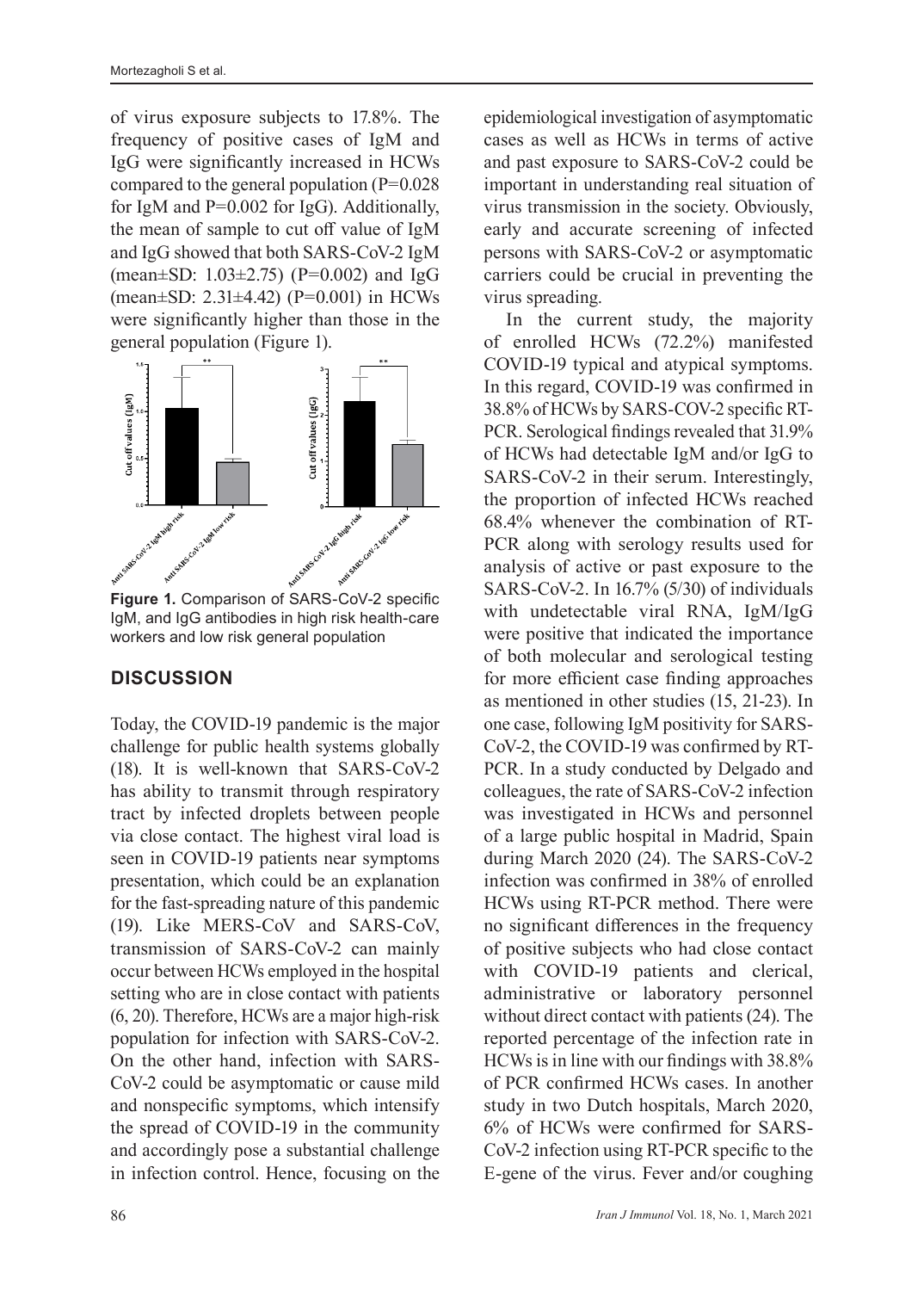of virus exposure subjects to 17.8%. The frequency of positive cases of IgM and IgG were significantly increased in HCWs compared to the general population (P=0.028 for IgM and P=0.002 for IgG). Additionally, the mean of sample to cut off value of IgM and IgG showed that both SARS-CoV-2 IgM (mean±SD: 1.03±2.75) (P=0.002) and IgG (mean±SD: 2.31±4.42) (P=0.001) in HCWs were significantly higher than those in the general population (Figure 1).

1.5
1.0
0.5
0.0
Cut off values (IgM)
**
Anti SARS-CoV-2 IgM high risk
Anti SARS-CoV-2 IgM low risk

3
2
1
0
Cut off values (IgG)
**
Anti SARS-CoV-2 IgG high risk
Anti SARS-CoV-2 IgG low risk

**Figure 1.** Comparison of SARS-CoV-2 specific IgM, and IgG antibodies in high risk health-care workers and low risk general population

## DISCUSSION

Today, the COVID-19 pandemic is the major challenge for public health systems globally (18). It is well-known that SARS-CoV-2 has ability to transmit through respiratory tract by infected droplets between people via close contact. The highest viral load is seen in COVID-19 patients near symptoms presentation, which could be an explanation for the fast-spreading nature of this pandemic (19). Like MERS-CoV and SARS-CoV, transmission of SARS-CoV-2 can mainly occur between HCWs employed in the hospital setting who are in close contact with patients (6, 20). Therefore, HCWs are a major high-risk population for infection with SARS-CoV-2. On the other hand, infection with SARS-CoV-2 could be asymptomatic or cause mild and nonspecific symptoms, which intensify the spread of COVID-19 in the community and accordingly pose a substantial challenge in infection control. Hence, focusing on the epidemiological investigation of asymptomatic cases as well as HCWs in terms of active and past exposure to SARS-CoV-2 could be important in understanding real situation of virus transmission in the society. Obviously, early and accurate screening of infected persons with SARS-CoV-2 or asymptomatic carriers could be crucial in preventing the virus spreading.

In the current study, the majority of enrolled HCWs (72.2%) manifested COVID-19 typical and atypical symptoms. In this regard, COVID-19 was confirmed in 38.8% of HCWs by SARS-COV-2 specific RT-PCR. Serological findings revealed that 31.9% of HCWs had detectable IgM and/or IgG to SARS-CoV-2 in their serum. Interestingly, the proportion of infected HCWs reached 68.4% whenever the combination of RT-PCR along with serology results used for analysis of active or past exposure to the SARS-CoV-2. In 16.7% (5/30) of individuals with undetectable viral RNA, IgM/IgG were positive that indicated the importance of both molecular and serological testing for more efficient case finding approaches as mentioned in other studies (15, 21-23). In one case, following IgM positivity for SARS-CoV-2, the COVID-19 was confirmed by RT-PCR. In a study conducted by Delgado and colleagues, the rate of SARS-CoV-2 infection was investigated in HCWs and personnel of a large public hospital in Madrid, Spain during March 2020 (24). The SARS-CoV-2 infection was confirmed in 38% of enrolled HCWs using RT-PCR method. There were no significant differences in the frequency of positive subjects who had close contact with COVID-19 patients and clerical, administrative or laboratory personnel without direct contact with patients (24). The reported percentage of the infection rate in HCWs is in line with our findings with 38.8% of PCR confirmed HCWs cases. In another study in two Dutch hospitals, March 2020, 6% of HCWs were confirmed for SARS-CoV-2 infection using RT-PCR specific to the E-gene of the virus. Fever and/or coughing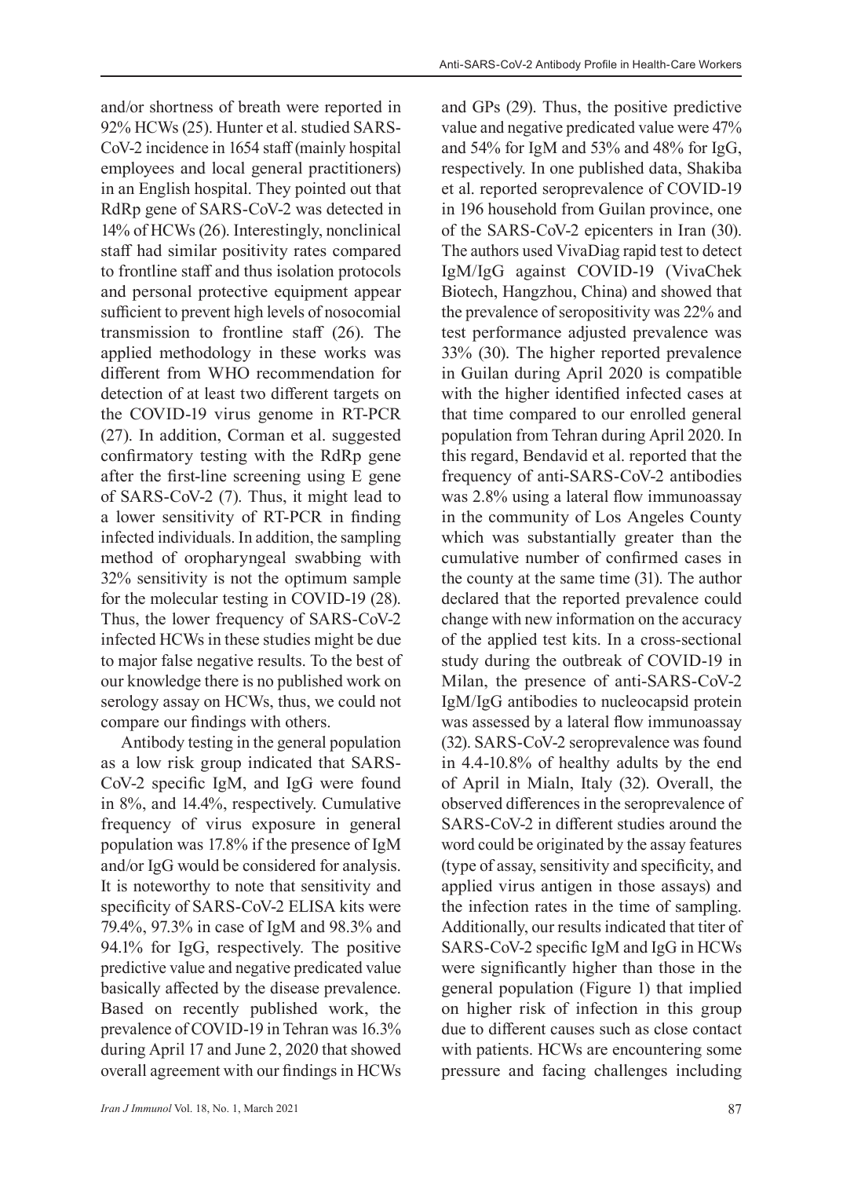and/or shortness of breath were reported in 92% HCWs (25). Hunter et al. studied SARS-CoV-2 incidence in 1654 staff (mainly hospital employees and local general practitioners) in an English hospital. They pointed out that RdRp gene of SARS-CoV-2 was detected in 14% of HCWs (26). Interestingly, nonclinical staff had similar positivity rates compared to frontline staff and thus isolation protocols and personal protective equipment appear sufficient to prevent high levels of nosocomial transmission to frontline staff (26). The applied methodology in these works was different from WHO recommendation for detection of at least two different targets on the COVID-19 virus genome in RT-PCR (27). In addition, Corman et al. suggested confirmatory testing with the RdRp gene after the first-line screening using E gene of SARS-CoV-2 (7). Thus, it might lead to a lower sensitivity of RT-PCR in finding infected individuals. In addition, the sampling method of oropharyngeal swabbing with 32% sensitivity is not the optimum sample for the molecular testing in COVID-19 (28). Thus, the lower frequency of SARS-CoV-2 infected HCWs in these studies might be due to major false negative results. To the best of our knowledge there is no published work on serology assay on HCWs, thus, we could not compare our findings with others.

Antibody testing in the general population as a low risk group indicated that SARS-CoV-2 specific IgM, and IgG were found in 8%, and 14.4%, respectively. Cumulative frequency of virus exposure in general population was 17.8% if the presence of IgM and/or IgG would be considered for analysis. It is noteworthy to note that sensitivity and specificity of SARS-CoV-2 ELISA kits were 79.4%, 97.3% in case of IgM and 98.3% and 94.1% for IgG, respectively. The positive predictive value and negative predicated value basically affected by the disease prevalence. Based on recently published work, the prevalence of COVID-19 in Tehran was 16.3% during April 17 and June 2, 2020 that showed overall agreement with our findings in HCWs and GPs (29). Thus, the positive predictive value and negative predicated value were 47% and 54% for IgM and 53% and 48% for IgG, respectively. In one published data, Shakiba et al. reported seroprevalence of COVID-19 in 196 household from Guilan province, one of the SARS-CoV-2 epicenters in Iran (30). The authors used VivaDiag rapid test to detect IgM/IgG against COVID-19 (VivaChek Biotech, Hangzhou, China) and showed that the prevalence of seropositivity was 22% and test performance adjusted prevalence was 33% (30). The higher reported prevalence in Guilan during April 2020 is compatible with the higher identified infected cases at that time compared to our enrolled general population from Tehran during April 2020. In this regard, Bendavid et al. reported that the frequency of anti-SARS-CoV-2 antibodies was 2.8% using a lateral flow immunoassay in the community of Los Angeles County which was substantially greater than the cumulative number of confirmed cases in the county at the same time (31). The author declared that the reported prevalence could change with new information on the accuracy of the applied test kits. In a cross-sectional study during the outbreak of COVID-19 in Milan, the presence of anti-SARS-CoV-2 IgM/IgG antibodies to nucleocapsid protein was assessed by a lateral flow immunoassay (32). SARS-CoV-2 seroprevalence was found in 4.4-10.8% of healthy adults by the end of April in Mialn, Italy (32). Overall, the observed differences in the seroprevalence of SARS-CoV-2 in different studies around the word could be originated by the assay features (type of assay, sensitivity and specificity, and applied virus antigen in those assays) and the infection rates in the time of sampling. Additionally, our results indicated that titer of SARS-CoV-2 specific IgM and IgG in HCWs were significantly higher than those in the general population (Figure 1) that implied on higher risk of infection in this group due to different causes such as close contact with patients. HCWs are encountering some pressure and facing challenges including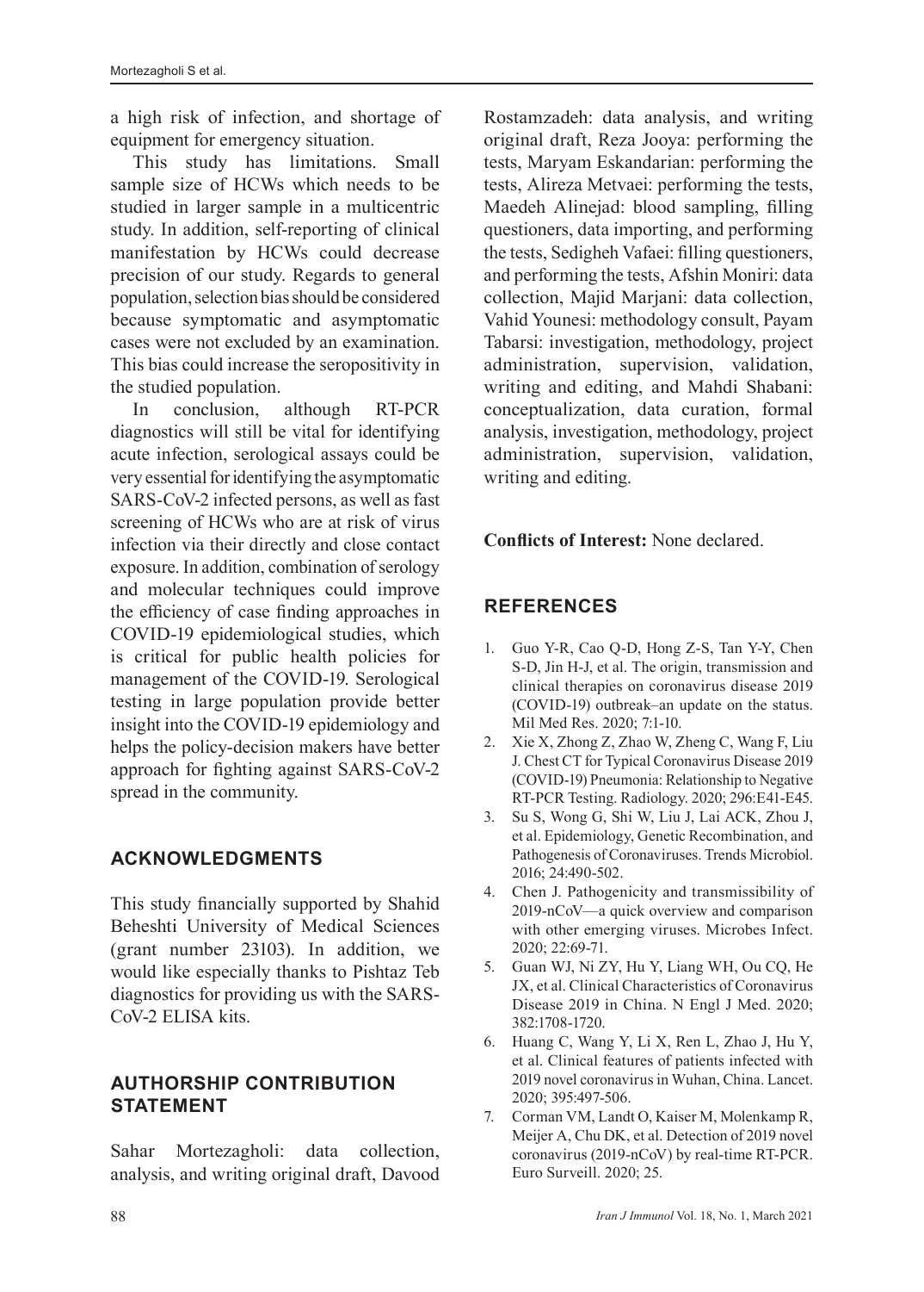a high risk of infection, and shortage of equipment for emergency situation.

This study has limitations. Small sample size of HCWs which needs to be studied in larger sample in a multicentric study. In addition, self-reporting of clinical manifestation by HCWs could decrease precision of our study. Regards to general population, selection bias should be considered because symptomatic and asymptomatic cases were not excluded by an examination. This bias could increase the seropositivity in the studied population.

In conclusion, although RT-PCR diagnostics will still be vital for identifying acute infection, serological assays could be very essential for identifying the asymptomatic SARS-CoV-2 infected persons, as well as fast screening of HCWs who are at risk of virus infection via their directly and close contact exposure. In addition, combination of serology and molecular techniques could improve the efficiency of case finding approaches in COVID-19 epidemiological studies, which is critical for public health policies for management of the COVID-19. Serological testing in large population provide better insight into the COVID-19 epidemiology and helps the policy-decision makers have better approach for fighting against SARS-CoV-2 spread in the community.

## ACKNOWLEDGMENTS

This study financially supported by Shahid Beheshti University of Medical Sciences (grant number 23103). In addition, we would like especially thanks to Pishtaz Teb diagnostics for providing us with the SARS-CoV-2 ELISA kits.

## AUTHORSHIP CONTRIBUTION STATEMENT

Sahar Mortezagholi: data collection, analysis, and writing original draft, Davood Rostamzadeh: data analysis, and writing original draft, Reza Jooya: performing the tests, Maryam Eskandarian: performing the tests, Alireza Metvaei: performing the tests, Maedeh Alinejad: blood sampling, filling questioners, data importing, and performing the tests, Sedigheh Vafaei: filling questioners, and performing the tests, Afshin Moniri: data collection, Majid Marjani: data collection, Vahid Younesi: methodology consult, Payam Tabarsi: investigation, methodology, project administration, supervision, validation, writing and editing, and Mahdi Shabani: conceptualization, data curation, formal analysis, investigation, methodology, project administration, supervision, validation, writing and editing.

**Conflicts of Interest:** None declared.

## REFERENCES

1. Guo Y-R, Cao Q-D, Hong Z-S, Tan Y-Y, Chen S-D, Jin H-J, et al. The origin, transmission and clinical therapies on coronavirus disease 2019 (COVID-19) outbreak–an update on the status. Mil Med Res. 2020; 7:1-10.
2. Xie X, Zhong Z, Zhao W, Zheng C, Wang F, Liu J. Chest CT for Typical Coronavirus Disease 2019 (COVID-19) Pneumonia: Relationship to Negative RT-PCR Testing. Radiology. 2020; 296:E41-E45.
3. Su S, Wong G, Shi W, Liu J, Lai ACK, Zhou J, et al. Epidemiology, Genetic Recombination, and Pathogenesis of Coronaviruses. Trends Microbiol. 2016; 24:490-502.
4. Chen J. Pathogenicity and transmissibility of 2019-nCoV—a quick overview and comparison with other emerging viruses. Microbes Infect. 2020; 22:69-71.
5. Guan WJ, Ni ZY, Hu Y, Liang WH, Ou CQ, He JX, et al. Clinical Characteristics of Coronavirus Disease 2019 in China. N Engl J Med. 2020; 382:1708-1720.
6. Huang C, Wang Y, Li X, Ren L, Zhao J, Hu Y, et al. Clinical features of patients infected with 2019 novel coronavirus in Wuhan, China. Lancet. 2020; 395:497-506.
7. Corman VM, Landt O, Kaiser M, Molenkamp R, Meijer A, Chu DK, et al. Detection of 2019 novel coronavirus (2019-nCoV) by real-time RT-PCR. Euro Surveill. 2020; 25.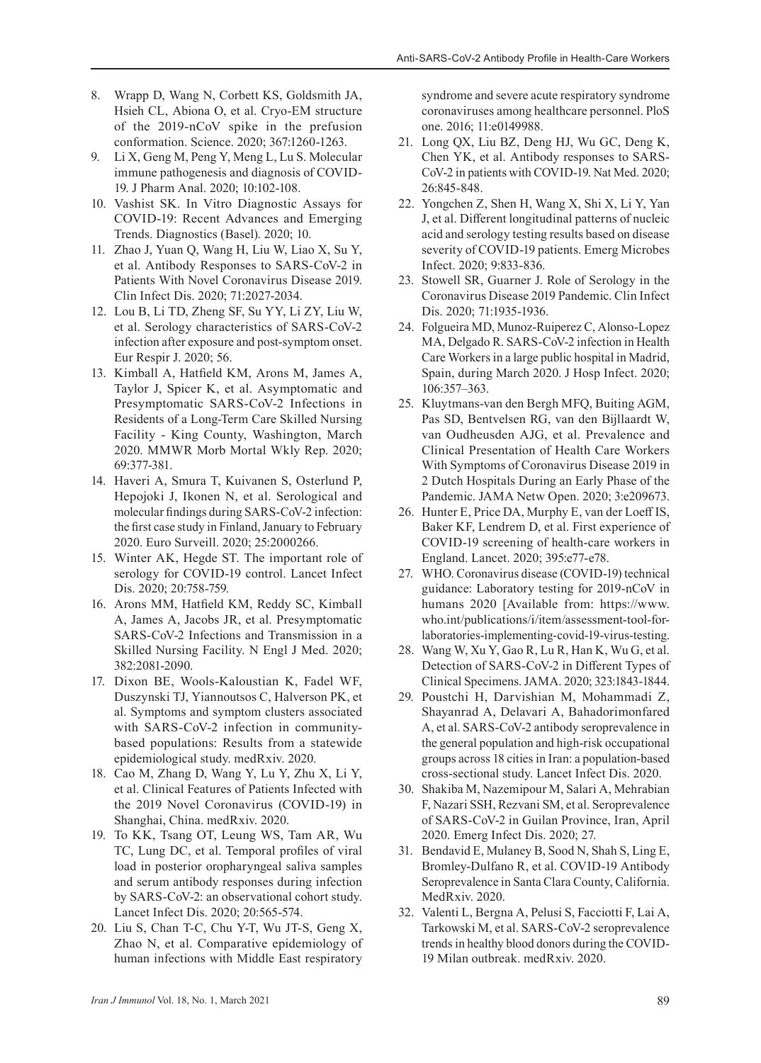8. Wrapp D, Wang N, Corbett KS, Goldsmith JA, Hsieh CL, Abiona O, et al. Cryo-EM structure of the 2019-nCoV spike in the prefusion conformation. Science. 2020; 367:1260-1263.
9. Li X, Geng M, Peng Y, Meng L, Lu S. Molecular immune pathogenesis and diagnosis of COVID-19. J Pharm Anal. 2020; 10:102-108.
10. Vashist SK. In Vitro Diagnostic Assays for COVID-19: Recent Advances and Emerging Trends. Diagnostics (Basel). 2020; 10.
11. Zhao J, Yuan Q, Wang H, Liu W, Liao X, Su Y, et al. Antibody Responses to SARS-CoV-2 in Patients With Novel Coronavirus Disease 2019. Clin Infect Dis. 2020; 71:2027-2034.
12. Lou B, Li TD, Zheng SF, Su YY, Li ZY, Liu W, et al. Serology characteristics of SARS-CoV-2 infection after exposure and post-symptom onset. Eur Respir J. 2020; 56.
13. Kimball A, Hatfield KM, Arons M, James A, Taylor J, Spicer K, et al. Asymptomatic and Presymptomatic SARS-CoV-2 Infections in Residents of a Long-Term Care Skilled Nursing Facility - King County, Washington, March 2020. MMWR Morb Mortal Wkly Rep. 2020; 69:377-381.
14. Haveri A, Smura T, Kuivanen S, Osterlund P, Hepojoki J, Ikonen N, et al. Serological and molecular findings during SARS-CoV-2 infection: the first case study in Finland, January to February 2020. Euro Surveill. 2020; 25:2000266.
15. Winter AK, Hegde ST. The important role of serology for COVID-19 control. Lancet Infect Dis. 2020; 20:758-759.
16. Arons MM, Hatfield KM, Reddy SC, Kimball A, James A, Jacobs JR, et al. Presymptomatic SARS-CoV-2 Infections and Transmission in a Skilled Nursing Facility. N Engl J Med. 2020; 382:2081-2090.
17. Dixon BE, Wools-Kaloustian K, Fadel WF, Duszynski TJ, Yiannoutsos C, Halverson PK, et al. Symptoms and symptom clusters associated with SARS-CoV-2 infection in community-based populations: Results from a statewide epidemiological study. medRxiv. 2020.
18. Cao M, Zhang D, Wang Y, Lu Y, Zhu X, Li Y, et al. Clinical Features of Patients Infected with the 2019 Novel Coronavirus (COVID-19) in Shanghai, China. medRxiv. 2020.
19. To KK, Tsang OT, Leung WS, Tam AR, Wu TC, Lung DC, et al. Temporal profiles of viral load in posterior oropharyngeal saliva samples and serum antibody responses during infection by SARS-CoV-2: an observational cohort study. Lancet Infect Dis. 2020; 20:565-574.
20. Liu S, Chan T-C, Chu Y-T, Wu JT-S, Geng X, Zhao N, et al. Comparative epidemiology of human infections with Middle East respiratory syndrome and severe acute respiratory syndrome coronaviruses among healthcare personnel. PloS one. 2016; 11:e0149988.
21. Long QX, Liu BZ, Deng HJ, Wu GC, Deng K, Chen YK, et al. Antibody responses to SARS-CoV-2 in patients with COVID-19. Nat Med. 2020; 26:845-848.
22. Yongchen Z, Shen H, Wang X, Shi X, Li Y, Yan J, et al. Different longitudinal patterns of nucleic acid and serology testing results based on disease severity of COVID-19 patients. Emerg Microbes Infect. 2020; 9:833-836.
23. Stowell SR, Guarner J. Role of Serology in the Coronavirus Disease 2019 Pandemic. Clin Infect Dis. 2020; 71:1935-1936.
24. Folgueira MD, Munoz-Ruiperez C, Alonso-Lopez MA, Delgado R. SARS-CoV-2 infection in Health Care Workers in a large public hospital in Madrid, Spain, during March 2020. J Hosp Infect. 2020; 106:357–363.
25. Kluytmans-van den Bergh MFQ, Buiting AGM, Pas SD, Bentvelsen RG, van den Bijllaardt W, van Oudheusden AJG, et al. Prevalence and Clinical Presentation of Health Care Workers With Symptoms of Coronavirus Disease 2019 in 2 Dutch Hospitals During an Early Phase of the Pandemic. JAMA Netw Open. 2020; 3:e209673.
26. Hunter E, Price DA, Murphy E, van der Loeff IS, Baker KF, Lendrem D, et al. First experience of COVID-19 screening of health-care workers in England. Lancet. 2020; 395:e77-e78.
27. WHO. Coronavirus disease (COVID-19) technical guidance: Laboratory testing for 2019-nCoV in humans 2020 [Available from: https://www.who.int/publications/i/item/assessment-tool-for-laboratories-implementing-covid-19-virus-testing.
28. Wang W, Xu Y, Gao R, Lu R, Han K, Wu G, et al. Detection of SARS-CoV-2 in Different Types of Clinical Specimens. JAMA. 2020; 323:1843-1844.
29. Poustchi H, Darvishian M, Mohammadi Z, Shayanrad A, Delavari A, Bahadorimonfared A, et al. SARS-CoV-2 antibody seroprevalence in the general population and high-risk occupational groups across 18 cities in Iran: a population-based cross-sectional study. Lancet Infect Dis. 2020.
30. Shakiba M, Nazemipour M, Salari A, Mehrabian F, Nazari SSH, Rezvani SM, et al. Seroprevalence of SARS-CoV-2 in Guilan Province, Iran, April 2020. Emerg Infect Dis. 2020; 27.
31. Bendavid E, Mulaney B, Sood N, Shah S, Ling E, Bromley-Dulfano R, et al. COVID-19 Antibody Seroprevalence in Santa Clara County, California. MedRxiv. 2020.
32. Valenti L, Bergna A, Pelusi S, Facciotti F, Lai A, Tarkowski M, et al. SARS-CoV-2 seroprevalence trends in healthy blood donors during the COVID-19 Milan outbreak. medRxiv. 2020.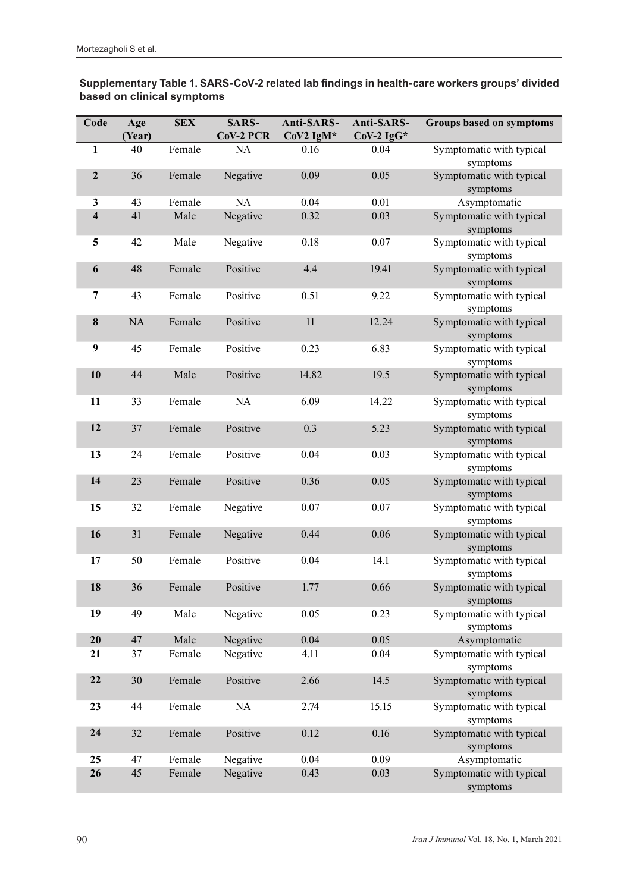**Supplementary Table 1. SARS-CoV-2 related lab findings in health-care workers groups' divided based on clinical symptoms**

| Code | Age (Year) | SEX | SARS-CoV-2 PCR | Anti-SARS-CoV2 IgM* | Anti-SARS-CoV-2 IgG* | Groups based on symptoms |
|---|---|---|---|---|---|---|
| **1** | 40 | Female | NA | 0.16 | 0.04 | Symptomatic with typical symptoms |
| **2** | 36 | Female | Negative | 0.09 | 0.05 | Symptomatic with typical symptoms |
| **3** | 43 | Female | NA | 0.04 | 0.01 | Asymptomatic |
| **4** | 41 | Male | Negative | 0.32 | 0.03 | Symptomatic with typical symptoms |
| **5** | 42 | Male | Negative | 0.18 | 0.07 | Symptomatic with typical symptoms |
| **6** | 48 | Female | Positive | 4.4 | 19.41 | Symptomatic with typical symptoms |
| **7** | 43 | Female | Positive | 0.51 | 9.22 | Symptomatic with typical symptoms |
| **8** | NA | Female | Positive | 11 | 12.24 | Symptomatic with typical symptoms |
| **9** | 45 | Female | Positive | 0.23 | 6.83 | Symptomatic with typical symptoms |
| **10** | 44 | Male | Positive | 14.82 | 19.5 | Symptomatic with typical symptoms |
| **11** | 33 | Female | NA | 6.09 | 14.22 | Symptomatic with typical symptoms |
| **12** | 37 | Female | Positive | 0.3 | 5.23 | Symptomatic with typical symptoms |
| **13** | 24 | Female | Positive | 0.04 | 0.03 | Symptomatic with typical symptoms |
| **14** | 23 | Female | Positive | 0.36 | 0.05 | Symptomatic with typical symptoms |
| **15** | 32 | Female | Negative | 0.07 | 0.07 | Symptomatic with typical symptoms |
| **16** | 31 | Female | Negative | 0.44 | 0.06 | Symptomatic with typical symptoms |
| **17** | 50 | Female | Positive | 0.04 | 14.1 | Symptomatic with typical symptoms |
| **18** | 36 | Female | Positive | 1.77 | 0.66 | Symptomatic with typical symptoms |
| **19** | 49 | Male | Negative | 0.05 | 0.23 | Symptomatic with typical symptoms |
| **20** | 47 | Male | Negative | 0.04 | 0.05 | Asymptomatic |
| **21** | 37 | Female | Negative | 4.11 | 0.04 | Symptomatic with typical symptoms |
| **22** | 30 | Female | Positive | 2.66 | 14.5 | Symptomatic with typical symptoms |
| **23** | 44 | Female | NA | 2.74 | 15.15 | Symptomatic with typical symptoms |
| **24** | 32 | Female | Positive | 0.12 | 0.16 | Symptomatic with typical symptoms |
| **25** | 47 | Female | Negative | 0.04 | 0.09 | Asymptomatic |
| **26** | 45 | Female | Negative | 0.43 | 0.03 | Symptomatic with typical symptoms |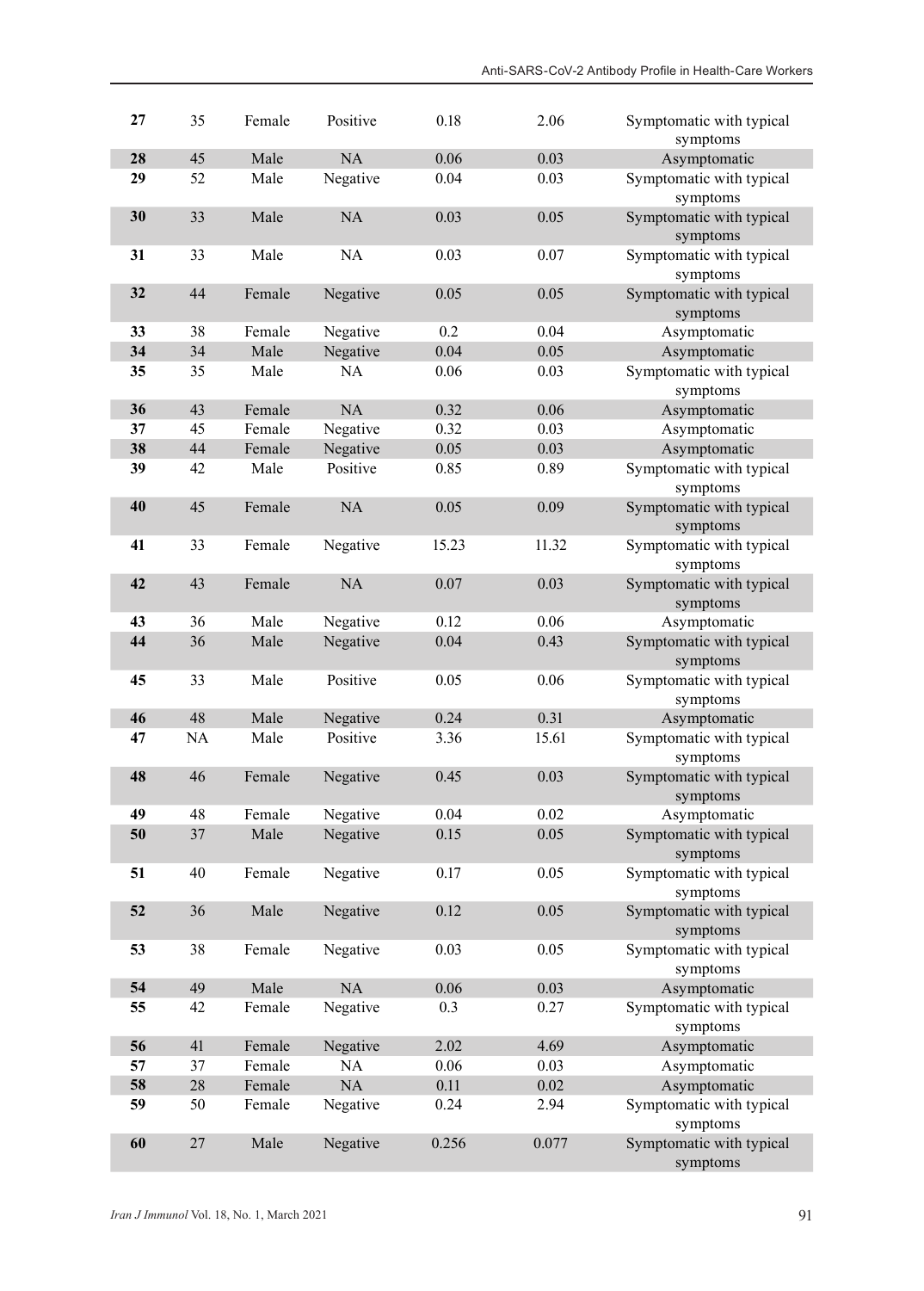| | | | | | | |
|---|---|---|---|---|---|---|
| **27** | 35 | Female | Positive | 0.18 | 2.06 | Symptomatic with typical symptoms |
| **28** | 45 | Male | NA | 0.06 | 0.03 | Asymptomatic |
| **29** | 52 | Male | Negative | 0.04 | 0.03 | Symptomatic with typical symptoms |
| **30** | 33 | Male | NA | 0.03 | 0.05 | Symptomatic with typical symptoms |
| **31** | 33 | Male | NA | 0.03 | 0.07 | Symptomatic with typical symptoms |
| **32** | 44 | Female | Negative | 0.05 | 0.05 | Symptomatic with typical symptoms |
| **33** | 38 | Female | Negative | 0.2 | 0.04 | Asymptomatic |
| **34** | 34 | Male | Negative | 0.04 | 0.05 | Asymptomatic |
| **35** | 35 | Male | NA | 0.06 | 0.03 | Symptomatic with typical symptoms |
| **36** | 43 | Female | NA | 0.32 | 0.06 | Asymptomatic |
| **37** | 45 | Female | Negative | 0.32 | 0.03 | Asymptomatic |
| **38** | 44 | Female | Negative | 0.05 | 0.03 | Asymptomatic |
| **39** | 42 | Male | Positive | 0.85 | 0.89 | Symptomatic with typical symptoms |
| **40** | 45 | Female | NA | 0.05 | 0.09 | Symptomatic with typical symptoms |
| **41** | 33 | Female | Negative | 15.23 | 11.32 | Symptomatic with typical symptoms |
| **42** | 43 | Female | NA | 0.07 | 0.03 | Symptomatic with typical symptoms |
| **43** | 36 | Male | Negative | 0.12 | 0.06 | Asymptomatic |
| **44** | 36 | Male | Negative | 0.04 | 0.43 | Symptomatic with typical symptoms |
| **45** | 33 | Male | Positive | 0.05 | 0.06 | Symptomatic with typical symptoms |
| **46** | 48 | Male | Negative | 0.24 | 0.31 | Asymptomatic |
| **47** | NA | Male | Positive | 3.36 | 15.61 | Symptomatic with typical symptoms |
| **48** | 46 | Female | Negative | 0.45 | 0.03 | Symptomatic with typical symptoms |
| **49** | 48 | Female | Negative | 0.04 | 0.02 | Asymptomatic |
| **50** | 37 | Male | Negative | 0.15 | 0.05 | Symptomatic with typical symptoms |
| **51** | 40 | Female | Negative | 0.17 | 0.05 | Symptomatic with typical symptoms |
| **52** | 36 | Male | Negative | 0.12 | 0.05 | Symptomatic with typical symptoms |
| **53** | 38 | Female | Negative | 0.03 | 0.05 | Symptomatic with typical symptoms |
| **54** | 49 | Male | NA | 0.06 | 0.03 | Asymptomatic |
| **55** | 42 | Female | Negative | 0.3 | 0.27 | Symptomatic with typical symptoms |
| **56** | 41 | Female | Negative | 2.02 | 4.69 | Asymptomatic |
| **57** | 37 | Female | NA | 0.06 | 0.03 | Asymptomatic |
| **58** | 28 | Female | NA | 0.11 | 0.02 | Asymptomatic |
| **59** | 50 | Female | Negative | 0.24 | 2.94 | Symptomatic with typical symptoms |
| **60** | 27 | Male | Negative | 0.256 | 0.077 | Symptomatic with typical symptoms |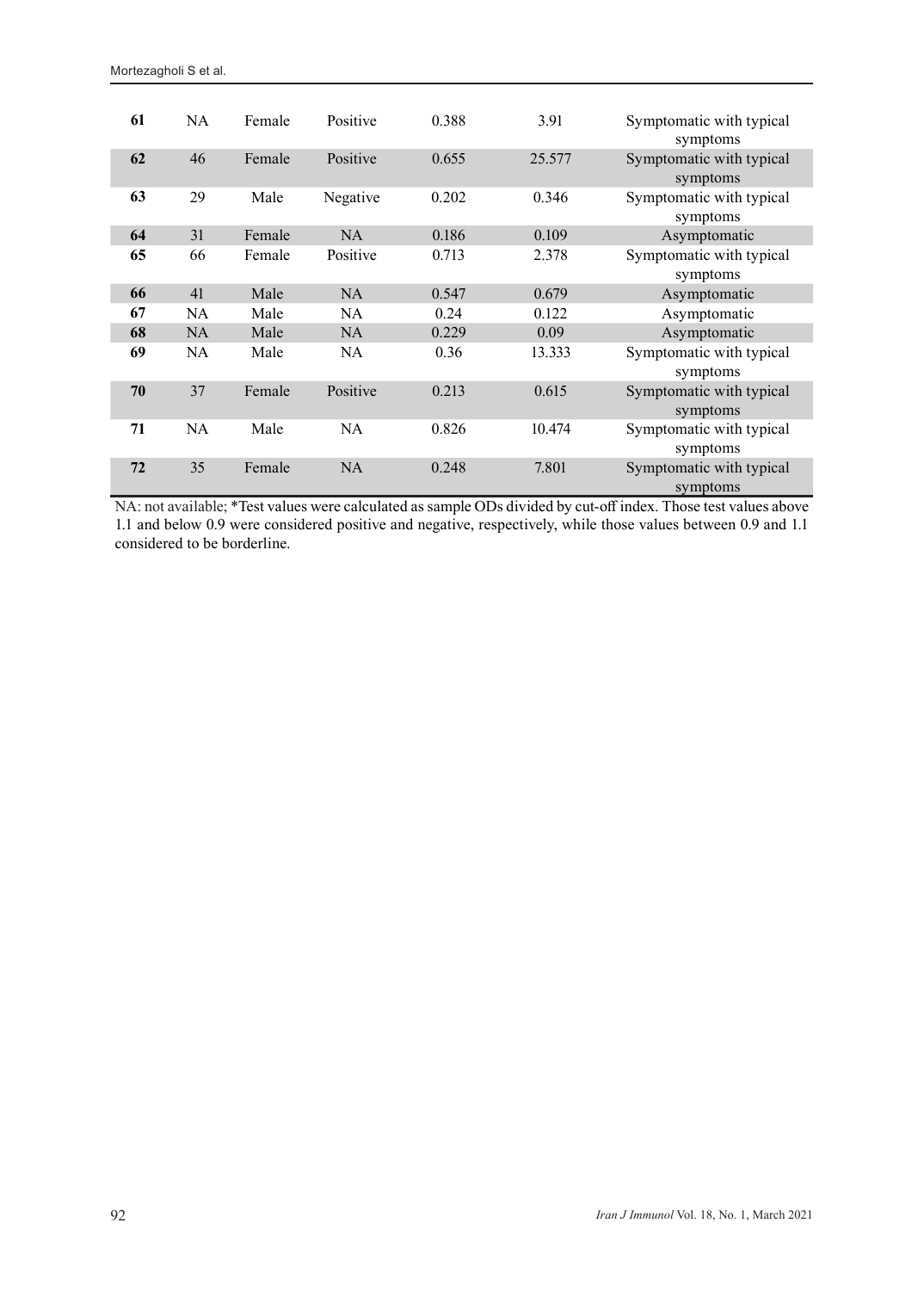| | | | | | | |
|---|---|---|---|---|---|---|
| **61** | NA | Female | Positive | 0.388 | 3.91 | Symptomatic with typical symptoms |
| **62** | 46 | Female | Positive | 0.655 | 25.577 | Symptomatic with typical symptoms |
| **63** | 29 | Male | Negative | 0.202 | 0.346 | Symptomatic with typical symptoms |
| **64** | 31 | Female | NA | 0.186 | 0.109 | Asymptomatic |
| **65** | 66 | Female | Positive | 0.713 | 2.378 | Symptomatic with typical symptoms |
| **66** | 41 | Male | NA | 0.547 | 0.679 | Asymptomatic |
| **67** | NA | Male | NA | 0.24 | 0.122 | Asymptomatic |
| **68** | NA | Male | NA | 0.229 | 0.09 | Asymptomatic |
| **69** | NA | Male | NA | 0.36 | 13.333 | Symptomatic with typical symptoms |
| **70** | 37 | Female | Positive | 0.213 | 0.615 | Symptomatic with typical symptoms |
| **71** | NA | Male | NA | 0.826 | 10.474 | Symptomatic with typical symptoms |
| **72** | 35 | Female | NA | 0.248 | 7.801 | Symptomatic with typical symptoms |

NA: not available; *Test values were calculated as sample ODs divided by cut-off index. Those test values above 1.1 and below 0.9 were considered positive and negative, respectively, while those values between 0.9 and 1.1 considered to be borderline.